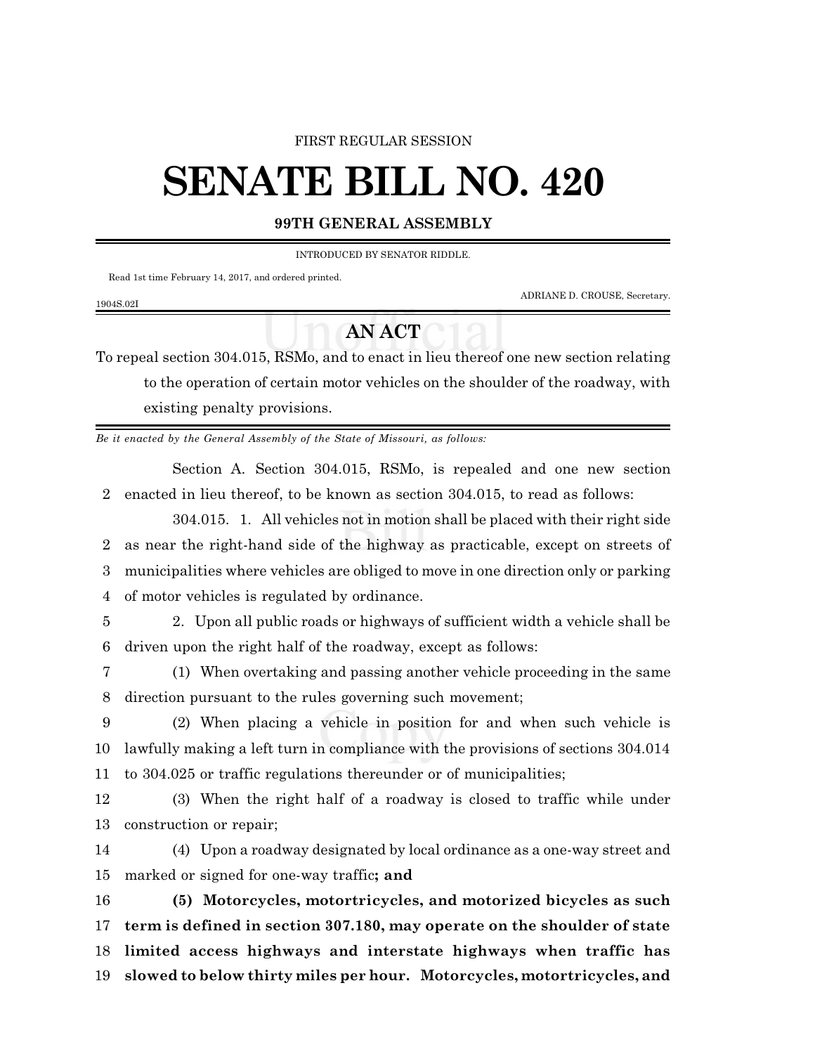FIRST REGULAR SESSION

# SENATE BILL NO. 420

**99TH GENERAL ASSEMBLY**

INTRODUCED BY SENATOR RIDDLE.

Read 1st time February 14, 2017, and ordered printed.

ADRIANE D. CROUSE, Secretary.

1904S.02I

## AN ACT

To repeal section 304.015, RSMo, and to enact in lieu thereof one new section relating to the operation of certain motor vehicles on the shoulder of the roadway, with existing penalty provisions.

*Be it enacted by the General Assembly of the State of Missouri, as follows:*

Section A. Section 304.015, RSMo, is repealed and one new section
2 enacted in lieu thereof, to be known as section 304.015, to read as follows:

304.015. 1. All vehicles not in motion shall be placed with their right side
2 as near the right-hand side of the highway as practicable, except on streets of
3 municipalities where vehicles are obliged to move in one direction only or parking
4 of motor vehicles is regulated by ordinance.

5 2. Upon all public roads or highways of sufficient width a vehicle shall be
6 driven upon the right half of the roadway, except as follows:

7 (1) When overtaking and passing another vehicle proceeding in the same
8 direction pursuant to the rules governing such movement;

9 (2) When placing a vehicle in position for and when such vehicle is
10 lawfully making a left turn in compliance with the provisions of sections 304.014
11 to 304.025 or traffic regulations thereunder or of municipalities;

12 (3) When the right half of a roadway is closed to traffic while under
13 construction or repair;

14 (4) Upon a roadway designated by local ordinance as a one-way street and
15 marked or signed for one-way traffic**; and**

16 **(5) Motorcycles, motortricycles, and motorized bicycles as such**
17 **term is defined in section 307.180, may operate on the shoulder of state**
18 **limited access highways and interstate highways when traffic has**
19 **slowed to below thirty miles per hour. Motorcycles, motortricycles, and**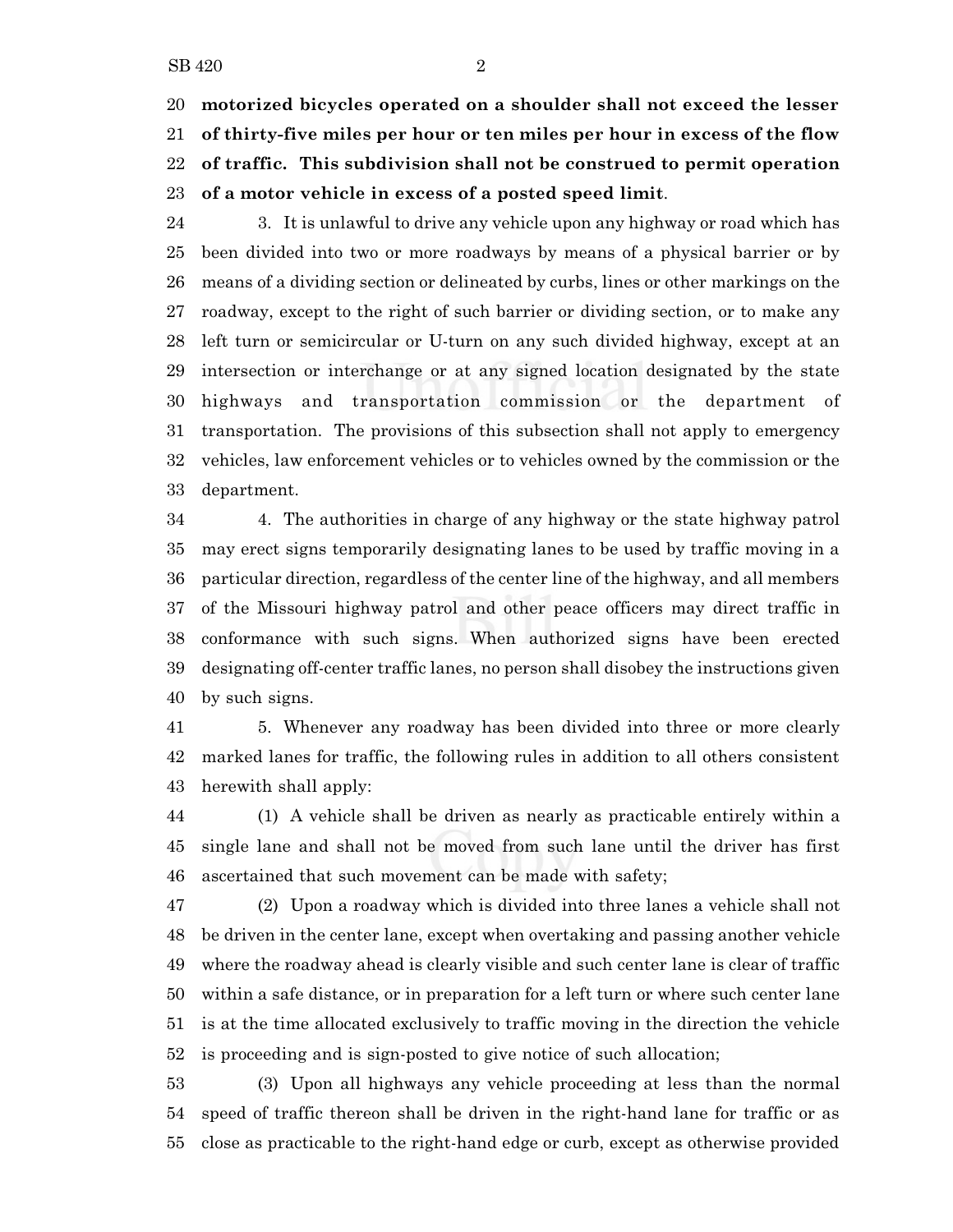**motorized bicycles operated on a shoulder shall not exceed the lesser of thirty-five miles per hour or ten miles per hour in excess of the flow of traffic. This subdivision shall not be construed to permit operation of a motor vehicle in excess of a posted speed limit**.

3. It is unlawful to drive any vehicle upon any highway or road which has been divided into two or more roadways by means of a physical barrier or by means of a dividing section or delineated by curbs, lines or other markings on the roadway, except to the right of such barrier or dividing section, or to make any left turn or semicircular or U-turn on any such divided highway, except at an intersection or interchange or at any signed location designated by the state highways and transportation commission or the department of transportation. The provisions of this subsection shall not apply to emergency vehicles, law enforcement vehicles or to vehicles owned by the commission or the department.

4. The authorities in charge of any highway or the state highway patrol may erect signs temporarily designating lanes to be used by traffic moving in a particular direction, regardless of the center line of the highway, and all members of the Missouri highway patrol and other peace officers may direct traffic in conformance with such signs. When authorized signs have been erected designating off-center traffic lanes, no person shall disobey the instructions given by such signs.

5. Whenever any roadway has been divided into three or more clearly marked lanes for traffic, the following rules in addition to all others consistent herewith shall apply:

(1) A vehicle shall be driven as nearly as practicable entirely within a single lane and shall not be moved from such lane until the driver has first ascertained that such movement can be made with safety;

(2) Upon a roadway which is divided into three lanes a vehicle shall not be driven in the center lane, except when overtaking and passing another vehicle where the roadway ahead is clearly visible and such center lane is clear of traffic within a safe distance, or in preparation for a left turn or where such center lane is at the time allocated exclusively to traffic moving in the direction the vehicle is proceeding and is sign-posted to give notice of such allocation;

(3) Upon all highways any vehicle proceeding at less than the normal speed of traffic thereon shall be driven in the right-hand lane for traffic or as close as practicable to the right-hand edge or curb, except as otherwise provided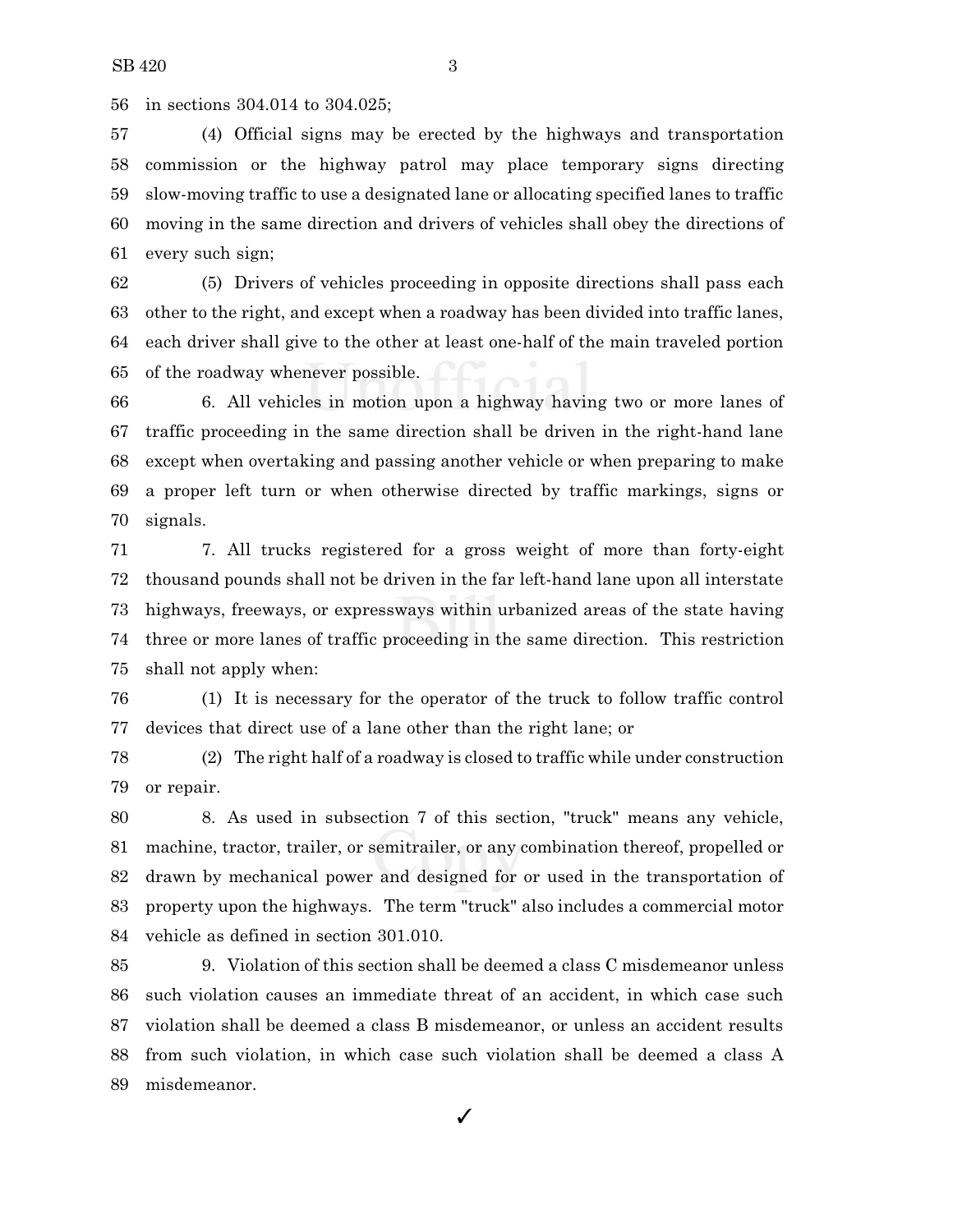in sections 304.014 to 304.025;

(4) Official signs may be erected by the highways and transportation commission or the highway patrol may place temporary signs directing slow-moving traffic to use a designated lane or allocating specified lanes to traffic moving in the same direction and drivers of vehicles shall obey the directions of every such sign;

(5) Drivers of vehicles proceeding in opposite directions shall pass each other to the right, and except when a roadway has been divided into traffic lanes, each driver shall give to the other at least one-half of the main traveled portion of the roadway whenever possible.

6. All vehicles in motion upon a highway having two or more lanes of traffic proceeding in the same direction shall be driven in the right-hand lane except when overtaking and passing another vehicle or when preparing to make a proper left turn or when otherwise directed by traffic markings, signs or signals.

7. All trucks registered for a gross weight of more than forty-eight thousand pounds shall not be driven in the far left-hand lane upon all interstate highways, freeways, or expressways within urbanized areas of the state having three or more lanes of traffic proceeding in the same direction. This restriction shall not apply when:

(1) It is necessary for the operator of the truck to follow traffic control devices that direct use of a lane other than the right lane; or

(2) The right half of a roadway is closed to traffic while under construction or repair.

8. As used in subsection 7 of this section, "truck" means any vehicle, machine, tractor, trailer, or semitrailer, or any combination thereof, propelled or drawn by mechanical power and designed for or used in the transportation of property upon the highways. The term "truck" also includes a commercial motor vehicle as defined in section 301.010.

9. Violation of this section shall be deemed a class C misdemeanor unless such violation causes an immediate threat of an accident, in which case such violation shall be deemed a class B misdemeanor, or unless an accident results from such violation, in which case such violation shall be deemed a class A misdemeanor.

✓